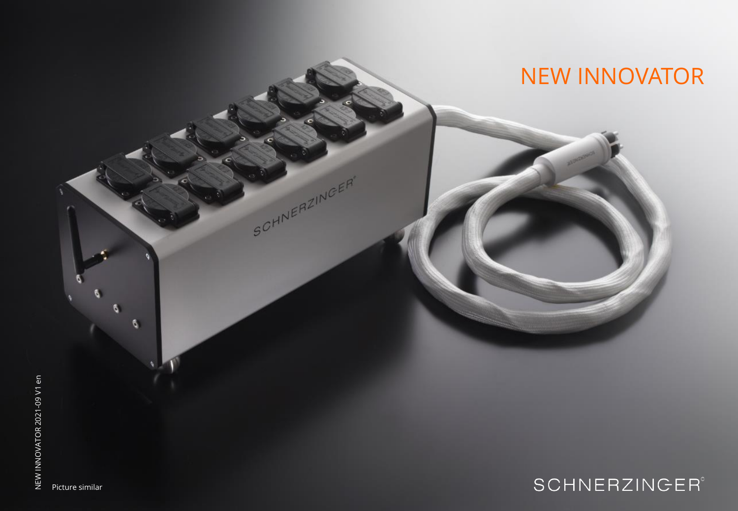# NEW INNOVATOR

Picture similar

NEW INNOVATOR 2021-09 V1 en

SCHNERZINGER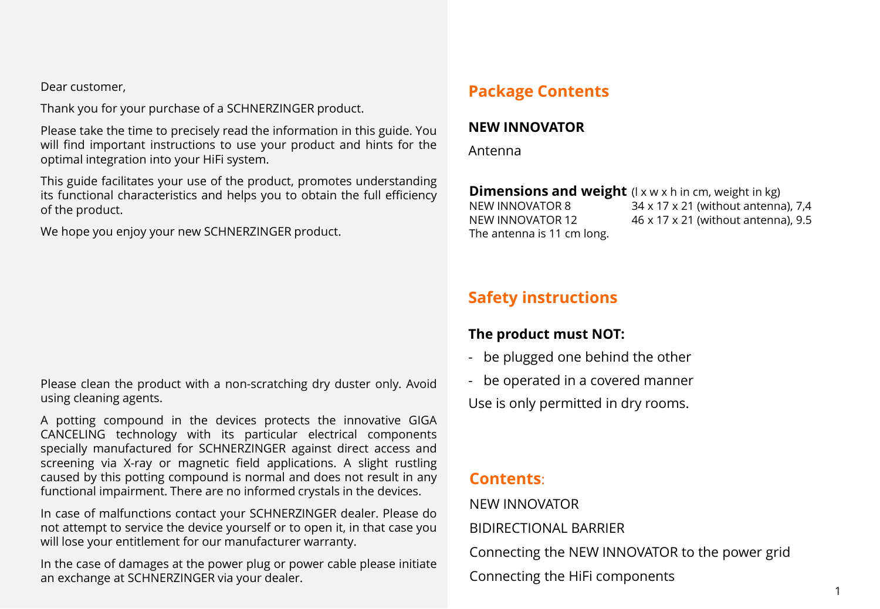Dear customer,

Thank you for your purchase of a SCHNERZINGER product.

Please take the time to precisely read the information in this guide. You will find important instructions to use your product and hints for the optimal integration into your HiFi system.

This guide facilitates your use of the product, promotes understanding its functional characteristics and helps you to obtain the full efficiency of the product.

We hope you enjoy your new SCHNERZINGER product.

Please clean the product with a non-scratching dry duster only. Avoid using cleaning agents.

A potting compound in the devices protects the innovative GIGA CANCELING technology with its particular electrical components specially manufactured for SCHNERZINGER against direct access and screening via X-ray or magnetic field applications. A slight rustling caused by this potting compound is normal and does not result in any functional impairment. There are no informed crystals in the devices.

In case of malfunctions contact your SCHNERZINGER dealer. Please do not attempt to service the device yourself or to open it, in that case you will lose your entitlement for our manufacturer warranty.

In the case of damages at the power plug or power cable please initiate an exchange at SCHNERZINGER via your dealer.

## Package Contents

**NEW INNOVATOR**

Antenna

**Dimensions and weight** (l x w x h in cm, weight in kg)

| | |
|---|---|
| NEW INNOVATOR 8 | 34 x 17 x 21 (without antenna), 7,4 |
| NEW INNOVATOR 12 | 46 x 17 x 21 (without antenna), 9.5 |

The antenna is 11 cm long.

## Safety instructions

**The product must NOT:**

- be plugged one behind the other
- be operated in a covered manner

Use is only permitted in dry rooms.

## Contents:

NEW INNOVATOR

BIDIRECTIONAL BARRIER

Connecting the NEW INNOVATOR to the power grid

Connecting the HiFi components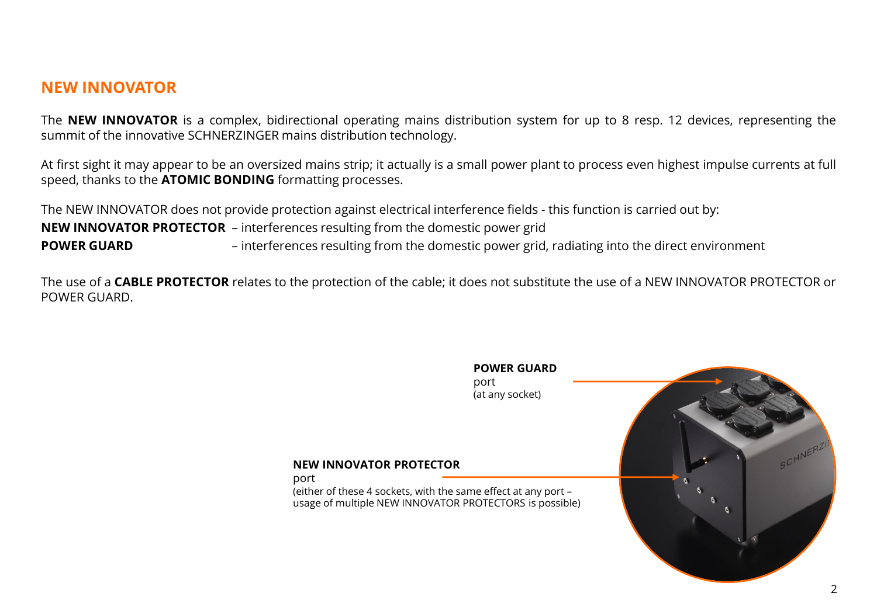## NEW INNOVATOR

The **NEW INNOVATOR** is a complex, bidirectional operating mains distribution system for up to 8 resp. 12 devices, representing the summit of the innovative SCHNERZINGER mains distribution technology.

At first sight it may appear to be an oversized mains strip; it actually is a small power plant to process even highest impulse currents at full speed, thanks to the **ATOMIC BONDING** formatting processes.

The NEW INNOVATOR does not provide protection against electrical interference fields - this function is carried out by:

**NEW INNOVATOR PROTECTOR** – interferences resulting from the domestic power grid

**POWER GUARD** – interferences resulting from the domestic power grid, radiating into the direct environment

The use of a **CABLE PROTECTOR** relates to the protection of the cable; it does not substitute the use of a NEW INNOVATOR PROTECTOR or POWER GUARD.

**POWER GUARD**
port
(at any socket)

**NEW INNOVATOR PROTECTOR**
port
(either of these 4 sockets, with the same effect at any port – usage of multiple NEW INNOVATOR PROTECTORS is possible)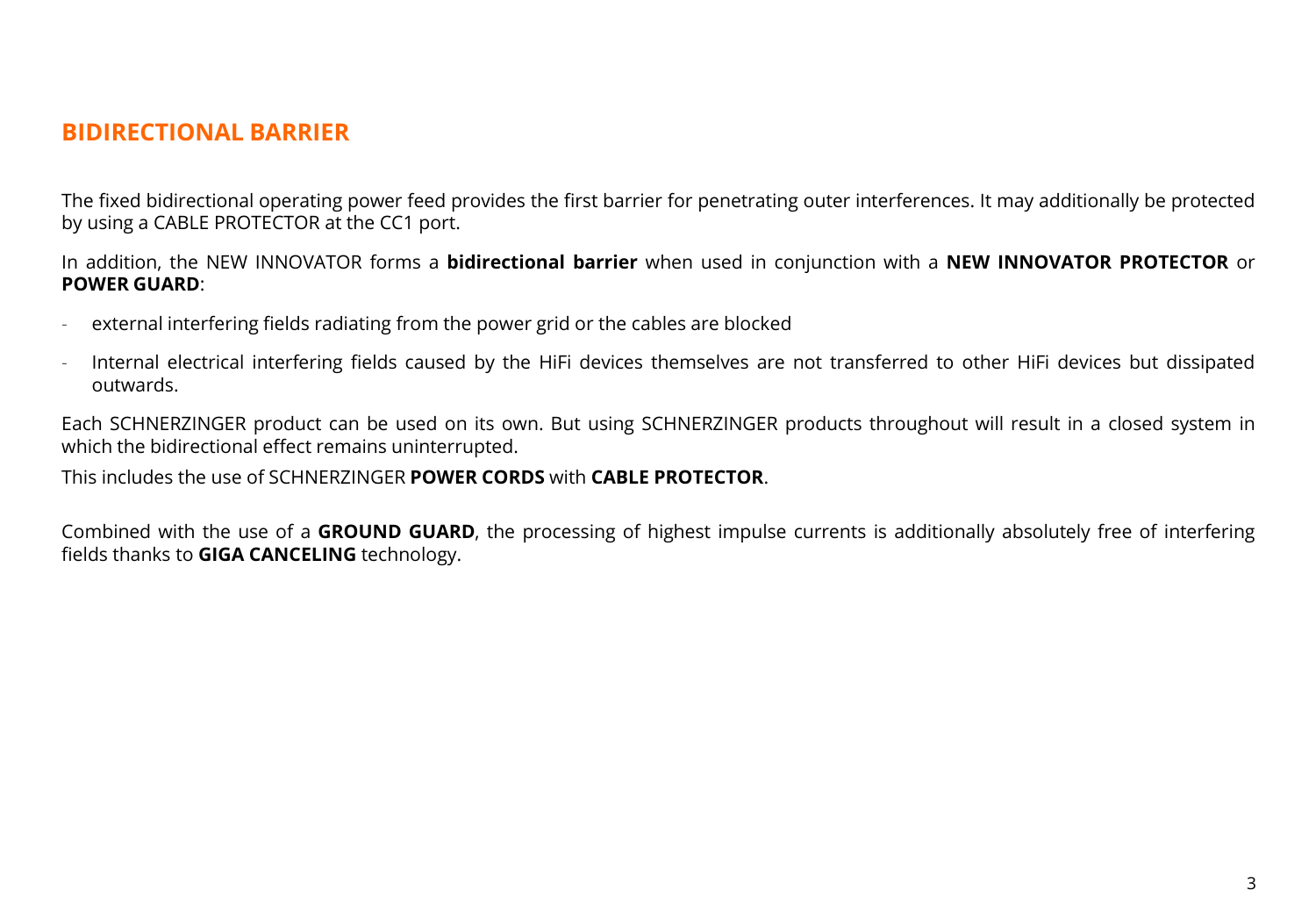## BIDIRECTIONAL BARRIER

The fixed bidirectional operating power feed provides the first barrier for penetrating outer interferences. It may additionally be protected by using a CABLE PROTECTOR at the CC1 port.

In addition, the NEW INNOVATOR forms a **bidirectional barrier** when used in conjunction with a **NEW INNOVATOR PROTECTOR** or **POWER GUARD**:

- external interfering fields radiating from the power grid or the cables are blocked
- Internal electrical interfering fields caused by the HiFi devices themselves are not transferred to other HiFi devices but dissipated outwards.

Each SCHNERZINGER product can be used on its own. But using SCHNERZINGER products throughout will result in a closed system in which the bidirectional effect remains uninterrupted.

This includes the use of SCHNERZINGER **POWER CORDS** with **CABLE PROTECTOR**.

Combined with the use of a **GROUND GUARD**, the processing of highest impulse currents is additionally absolutely free of interfering fields thanks to **GIGA CANCELING** technology.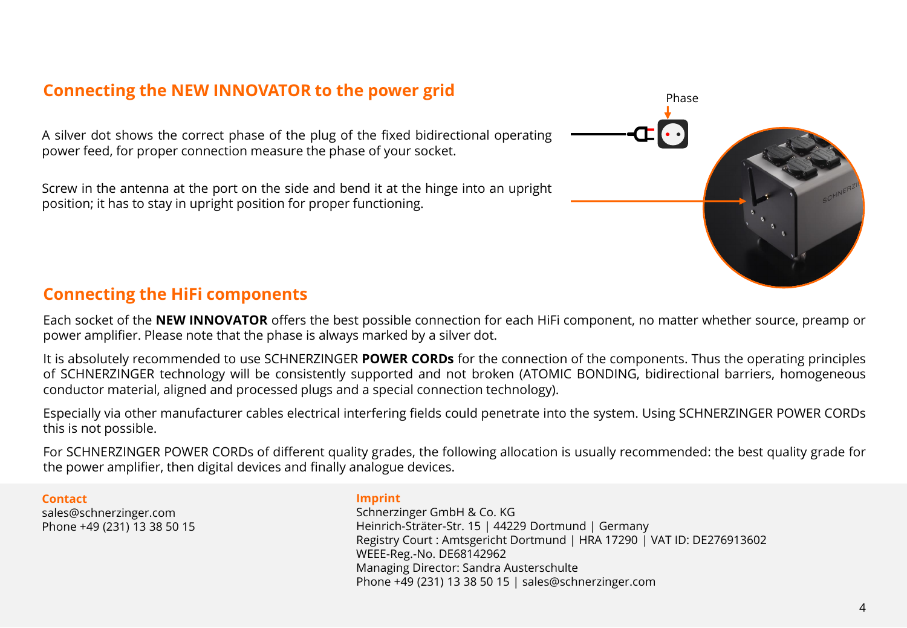## Connecting the NEW INNOVATOR to the power grid

A silver dot shows the correct phase of the plug of the fixed bidirectional operating power feed, for proper connection measure the phase of your socket.

Screw in the antenna at the port on the side and bend it at the hinge into an upright position; it has to stay in upright position for proper functioning.

Phase

## Connecting the HiFi components

Each socket of the **NEW INNOVATOR** offers the best possible connection for each HiFi component, no matter whether source, preamp or power amplifier. Please note that the phase is always marked by a silver dot.

It is absolutely recommended to use SCHNERZINGER **POWER CORDs** for the connection of the components. Thus the operating principles of SCHNERZINGER technology will be consistently supported and not broken (ATOMIC BONDING, bidirectional barriers, homogeneous conductor material, aligned and processed plugs and a special connection technology).

Especially via other manufacturer cables electrical interfering fields could penetrate into the system. Using SCHNERZINGER POWER CORDs this is not possible.

For SCHNERZINGER POWER CORDs of different quality grades, the following allocation is usually recommended: the best quality grade for the power amplifier, then digital devices and finally analogue devices.

**Contact**
sales@schnerzinger.com
Phone +49 (231) 13 38 50 15

**Imprint**
Schnerzinger GmbH & Co. KG
Heinrich-Sträter-Str. 15 | 44229 Dortmund | Germany
Registry Court : Amtsgericht Dortmund | HRA 17290 | VAT ID: DE276913602
WEEE-Reg.-No. DE68142962
Managing Director: Sandra Austerschulte
Phone +49 (231) 13 38 50 15 | sales@schnerzinger.com